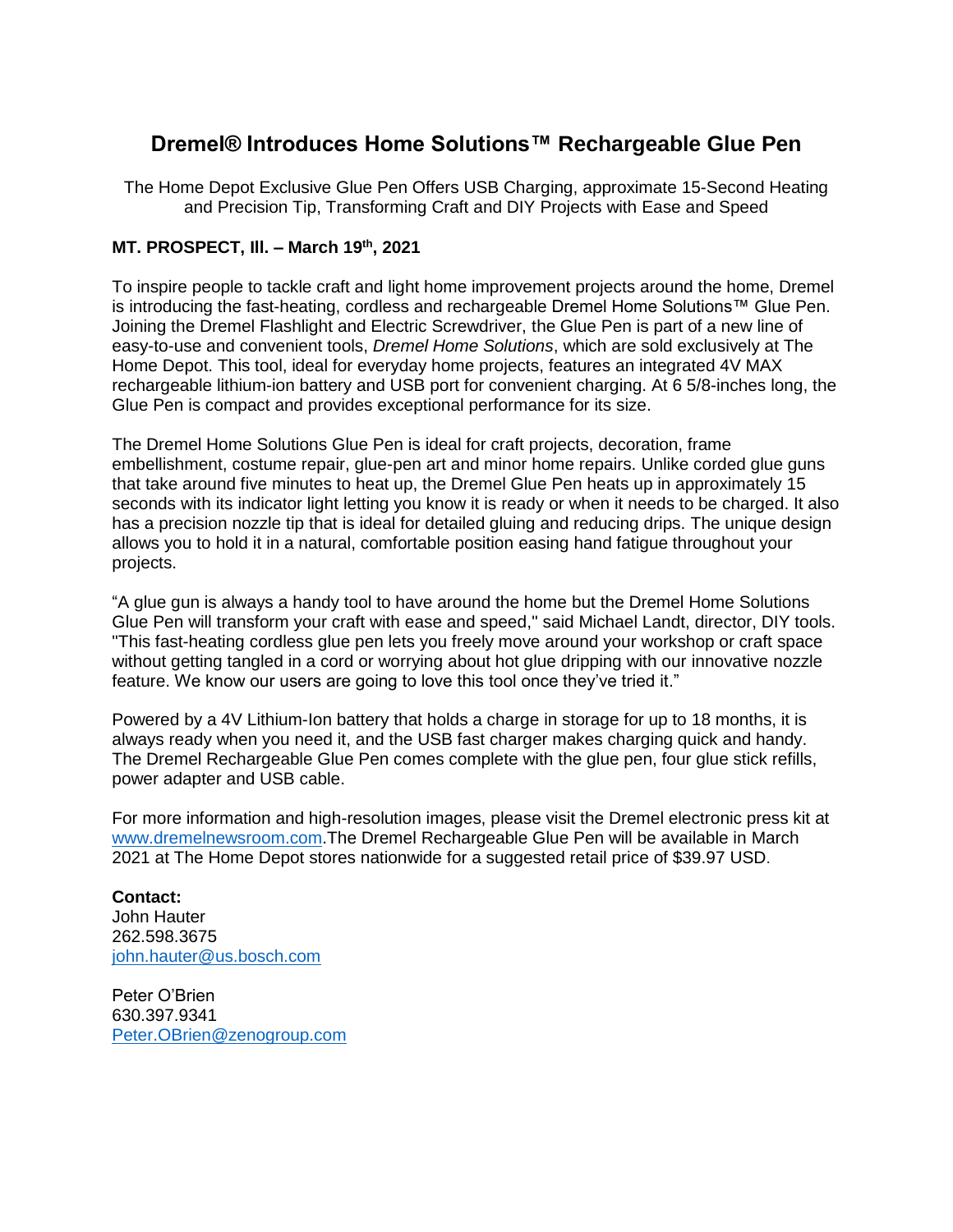# Dremel® Introduces Home Solutions™ Rechargeable Glue Pen

The Home Depot Exclusive Glue Pen Offers USB Charging, approximate 15-Second Heating and Precision Tip, Transforming Craft and DIY Projects with Ease and Speed

**MT. PROSPECT, Ill. – March 19th, 2021**

To inspire people to tackle craft and light home improvement projects around the home, Dremel is introducing the fast-heating, cordless and rechargeable Dremel Home Solutions™ Glue Pen. Joining the Dremel Flashlight and Electric Screwdriver, the Glue Pen is part of a new line of easy-to-use and convenient tools, *Dremel Home Solutions*, which are sold exclusively at The Home Depot. This tool, ideal for everyday home projects, features an integrated 4V MAX rechargeable lithium-ion battery and USB port for convenient charging. At 6 5/8-inches long, the Glue Pen is compact and provides exceptional performance for its size.

The Dremel Home Solutions Glue Pen is ideal for craft projects, decoration, frame embellishment, costume repair, glue-pen art and minor home repairs. Unlike corded glue guns that take around five minutes to heat up, the Dremel Glue Pen heats up in approximately 15 seconds with its indicator light letting you know it is ready or when it needs to be charged. It also has a precision nozzle tip that is ideal for detailed gluing and reducing drips. The unique design allows you to hold it in a natural, comfortable position easing hand fatigue throughout your projects.

“A glue gun is always a handy tool to have around the home but the Dremel Home Solutions Glue Pen will transform your craft with ease and speed," said Michael Landt, director, DIY tools. "This fast-heating cordless glue pen lets you freely move around your workshop or craft space without getting tangled in a cord or worrying about hot glue dripping with our innovative nozzle feature. We know our users are going to love this tool once they’ve tried it.”

Powered by a 4V Lithium-Ion battery that holds a charge in storage for up to 18 months, it is always ready when you need it, and the USB fast charger makes charging quick and handy. The Dremel Rechargeable Glue Pen comes complete with the glue pen, four glue stick refills, power adapter and USB cable.

For more information and high-resolution images, please visit the Dremel electronic press kit at www.dremelnewsroom.com.The Dremel Rechargeable Glue Pen will be available in March 2021 at The Home Depot stores nationwide for a suggested retail price of $39.97 USD.

**Contact:**
John Hauter
262.598.3675
john.hauter@us.bosch.com

Peter O’Brien
630.397.9341
Peter.OBrien@zenogroup.com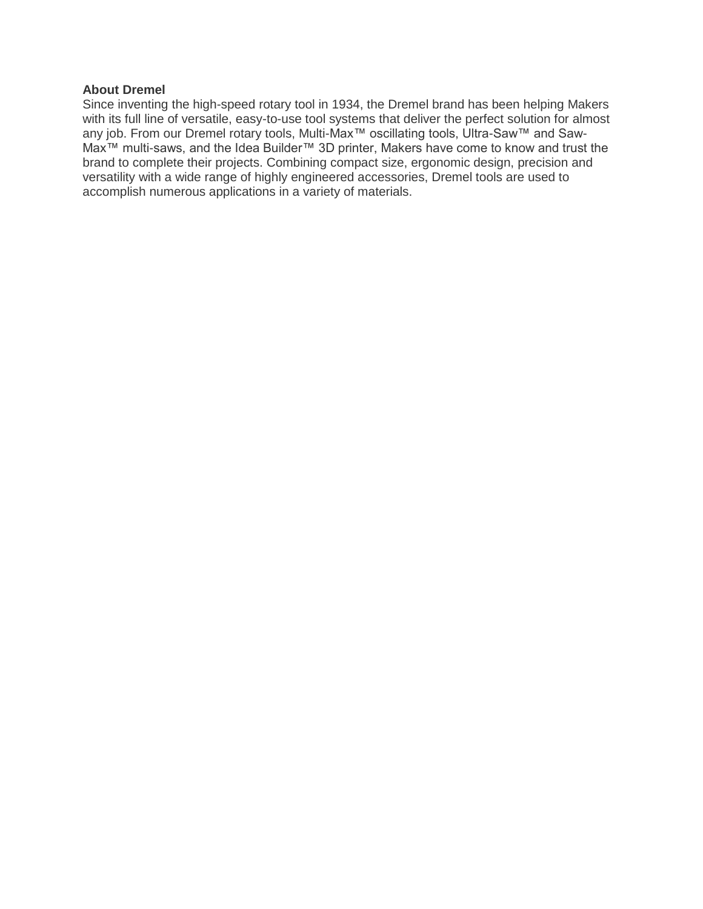**About Dremel**

Since inventing the high-speed rotary tool in 1934, the Dremel brand has been helping Makers with its full line of versatile, easy-to-use tool systems that deliver the perfect solution for almost any job. From our Dremel rotary tools, Multi-Max™ oscillating tools, Ultra-Saw™ and Saw-Max™ multi-saws, and the Idea Builder™ 3D printer, Makers have come to know and trust the brand to complete their projects. Combining compact size, ergonomic design, precision and versatility with a wide range of highly engineered accessories, Dremel tools are used to accomplish numerous applications in a variety of materials.